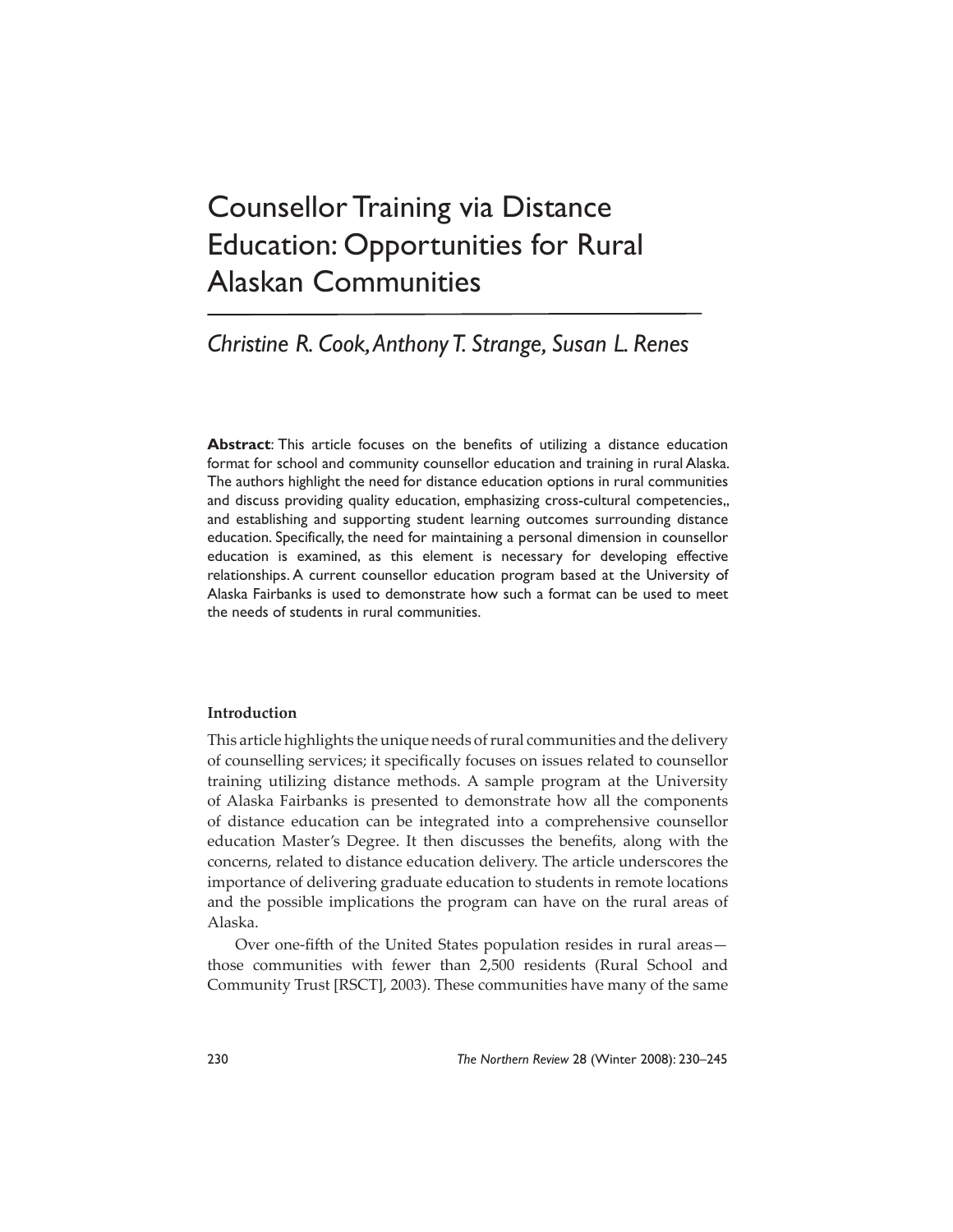# Counsellor Training via Distance Education: Opportunities for Rural Alaskan Communities

*Christine R. Cook, Anthony T. Strange, Susan L. Renes*

**Abstract**: This article focuses on the benefits of utilizing a distance education format for school and community counsellor education and training in rural Alaska. The authors highlight the need for distance education options in rural communities and discuss providing quality education, emphasizing cross-cultural competencies,, and establishing and supporting student learning outcomes surrounding distance education. Specifically, the need for maintaining a personal dimension in counsellor education is examined, as this element is necessary for developing effective relationships. A current counsellor education program based at the University of Alaska Fairbanks is used to demonstrate how such a format can be used to meet the needs of students in rural communities.

## Introduction

This article highlights the unique needs of rural communities and the delivery of counselling services; it specifically focuses on issues related to counsellor training utilizing distance methods. A sample program at the University of Alaska Fairbanks is presented to demonstrate how all the components of distance education can be integrated into a comprehensive counsellor education Master's Degree. It then discusses the benefits, along with the concerns, related to distance education delivery. The article underscores the importance of delivering graduate education to students in remote locations and the possible implications the program can have on the rural areas of Alaska.

Over one-fifth of the United States population resides in rural areas—those communities with fewer than 2,500 residents (Rural School and Community Trust [RSCT], 2003). These communities have many of the same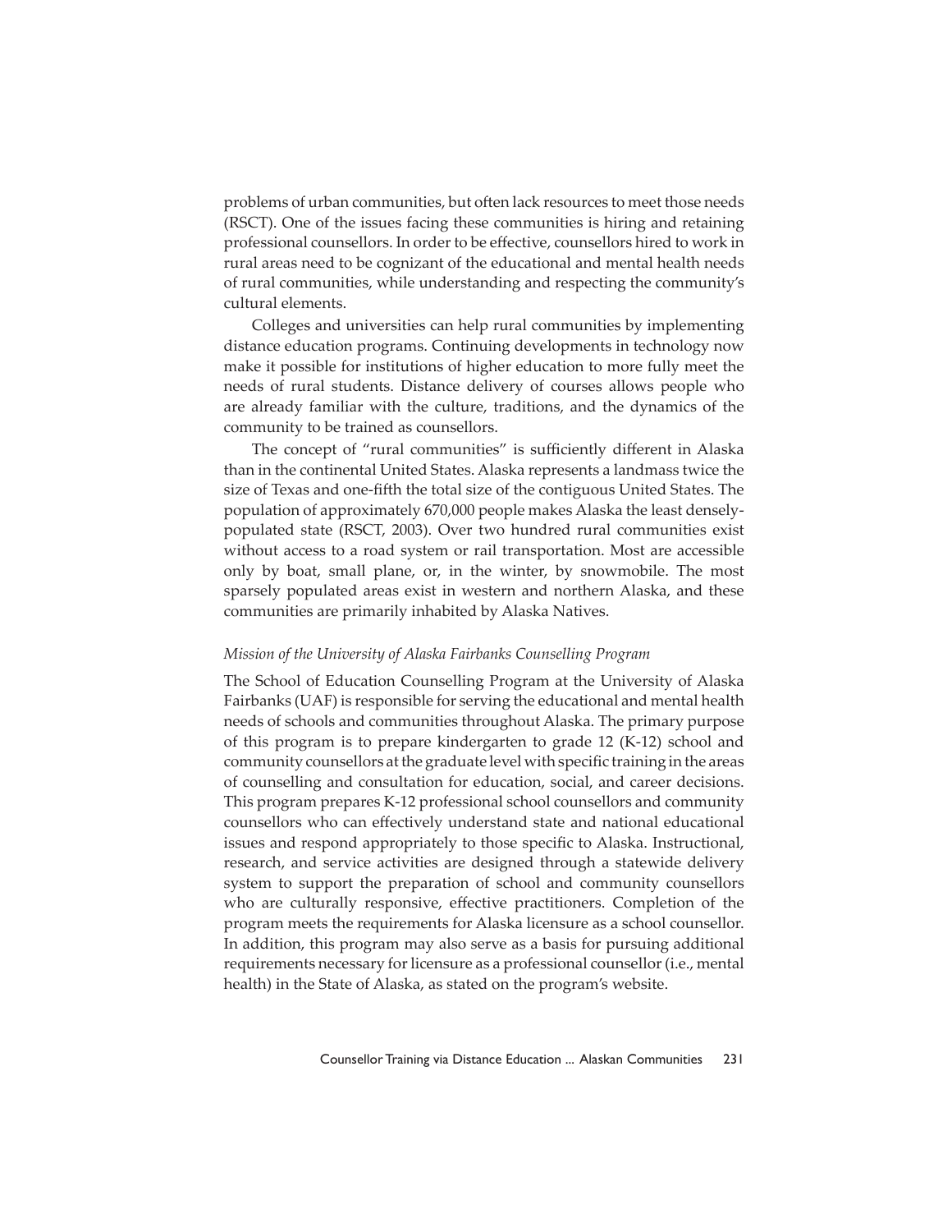problems of urban communities, but often lack resources to meet those needs (RSCT). One of the issues facing these communities is hiring and retaining professional counsellors. In order to be effective, counsellors hired to work in rural areas need to be cognizant of the educational and mental health needs of rural communities, while understanding and respecting the community's cultural elements.

Colleges and universities can help rural communities by implementing distance education programs. Continuing developments in technology now make it possible for institutions of higher education to more fully meet the needs of rural students. Distance delivery of courses allows people who are already familiar with the culture, traditions, and the dynamics of the community to be trained as counsellors.

The concept of "rural communities" is sufficiently different in Alaska than in the continental United States. Alaska represents a landmass twice the size of Texas and one-fifth the total size of the contiguous United States. The population of approximately 670,000 people makes Alaska the least densely-populated state (RSCT, 2003). Over two hundred rural communities exist without access to a road system or rail transportation. Most are accessible only by boat, small plane, or, in the winter, by snowmobile. The most sparsely populated areas exist in western and northern Alaska, and these communities are primarily inhabited by Alaska Natives.

### *Mission of the University of Alaska Fairbanks Counselling Program*

The School of Education Counselling Program at the University of Alaska Fairbanks (UAF) is responsible for serving the educational and mental health needs of schools and communities throughout Alaska. The primary purpose of this program is to prepare kindergarten to grade 12 (K-12) school and community counsellors at the graduate level with specific training in the areas of counselling and consultation for education, social, and career decisions. This program prepares K-12 professional school counsellors and community counsellors who can effectively understand state and national educational issues and respond appropriately to those specific to Alaska. Instructional, research, and service activities are designed through a statewide delivery system to support the preparation of school and community counsellors who are culturally responsive, effective practitioners. Completion of the program meets the requirements for Alaska licensure as a school counsellor. In addition, this program may also serve as a basis for pursuing additional requirements necessary for licensure as a professional counsellor (i.e., mental health) in the State of Alaska, as stated on the program's website.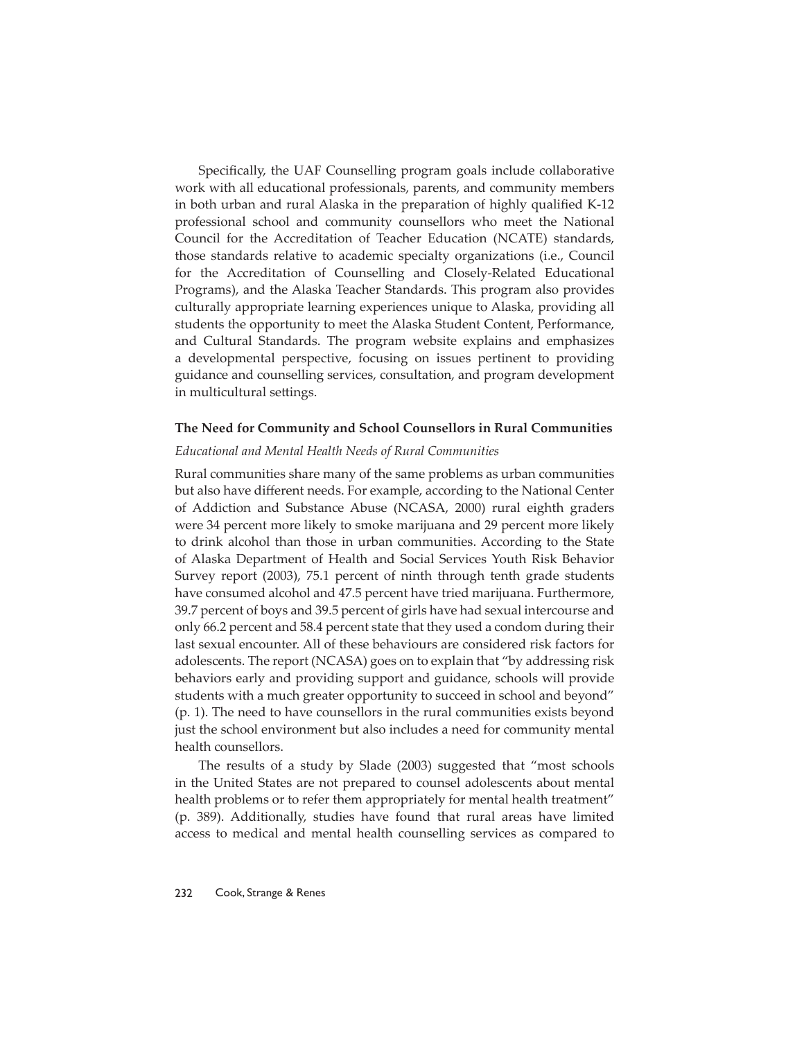Specifically, the UAF Counselling program goals include collaborative work with all educational professionals, parents, and community members in both urban and rural Alaska in the preparation of highly qualified K-12 professional school and community counsellors who meet the National Council for the Accreditation of Teacher Education (NCATE) standards, those standards relative to academic specialty organizations (i.e., Council for the Accreditation of Counselling and Closely-Related Educational Programs), and the Alaska Teacher Standards. This program also provides culturally appropriate learning experiences unique to Alaska, providing all students the opportunity to meet the Alaska Student Content, Performance, and Cultural Standards. The program website explains and emphasizes a developmental perspective, focusing on issues pertinent to providing guidance and counselling services, consultation, and program development in multicultural settings.

## The Need for Community and School Counsellors in Rural Communities

### *Educational and Mental Health Needs of Rural Communities*

Rural communities share many of the same problems as urban communities but also have different needs. For example, according to the National Center of Addiction and Substance Abuse (NCASA, 2000) rural eighth graders were 34 percent more likely to smoke marijuana and 29 percent more likely to drink alcohol than those in urban communities. According to the State of Alaska Department of Health and Social Services Youth Risk Behavior Survey report (2003), 75.1 percent of ninth through tenth grade students have consumed alcohol and 47.5 percent have tried marijuana. Furthermore, 39.7 percent of boys and 39.5 percent of girls have had sexual intercourse and only 66.2 percent and 58.4 percent state that they used a condom during their last sexual encounter. All of these behaviours are considered risk factors for adolescents. The report (NCASA) goes on to explain that "by addressing risk behaviors early and providing support and guidance, schools will provide students with a much greater opportunity to succeed in school and beyond" (p. 1). The need to have counsellors in the rural communities exists beyond just the school environment but also includes a need for community mental health counsellors.

The results of a study by Slade (2003) suggested that "most schools in the United States are not prepared to counsel adolescents about mental health problems or to refer them appropriately for mental health treatment" (p. 389). Additionally, studies have found that rural areas have limited access to medical and mental health counselling services as compared to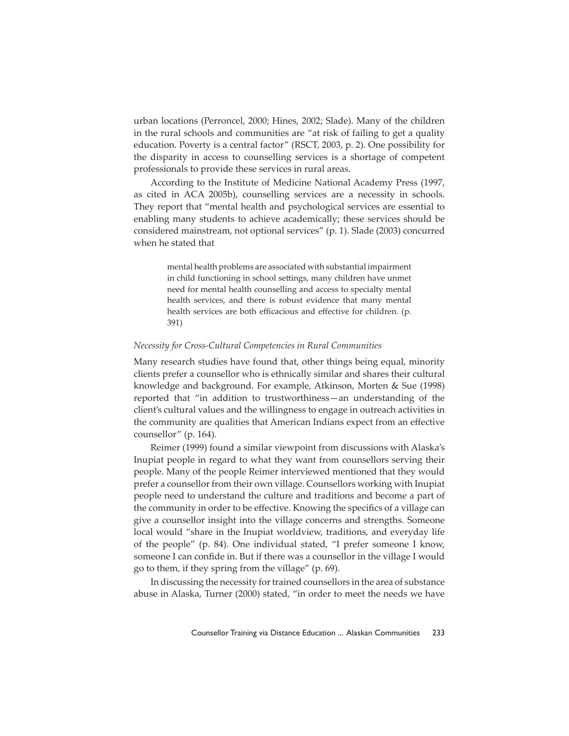urban locations (Perroncel, 2000; Hines, 2002; Slade). Many of the children in the rural schools and communities are "at risk of failing to get a quality education. Poverty is a central factor" (RSCT, 2003, p. 2). One possibility for the disparity in access to counselling services is a shortage of competent professionals to provide these services in rural areas.

According to the Institute of Medicine National Academy Press (1997, as cited in ACA 2005b), counselling services are a necessity in schools. They report that "mental health and psychological services are essential to enabling many students to achieve academically; these services should be considered mainstream, not optional services" (p. 1). Slade (2003) concurred when he stated that

> mental health problems are associated with substantial impairment in child functioning in school settings, many children have unmet need for mental health counselling and access to specialty mental health services, and there is robust evidence that many mental health services are both efficacious and effective for children. (p. 391)

*Necessity for Cross-Cultural Competencies in Rural Communities*

Many research studies have found that, other things being equal, minority clients prefer a counsellor who is ethnically similar and shares their cultural knowledge and background. For example, Atkinson, Morten & Sue (1998) reported that "in addition to trustworthiness—an understanding of the client's cultural values and the willingness to engage in outreach activities in the community are qualities that American Indians expect from an effective counsellor" (p. 164).

Reimer (1999) found a similar viewpoint from discussions with Alaska's Inupiat people in regard to what they want from counsellors serving their people. Many of the people Reimer interviewed mentioned that they would prefer a counsellor from their own village. Counsellors working with Inupiat people need to understand the culture and traditions and become a part of the community in order to be effective. Knowing the specifics of a village can give a counsellor insight into the village concerns and strengths. Someone local would "share in the Inupiat worldview, traditions, and everyday life of the people" (p. 84). One individual stated, "I prefer someone I know, someone I can confide in. But if there was a counsellor in the village I would go to them, if they spring from the village" (p. 69).

In discussing the necessity for trained counsellors in the area of substance abuse in Alaska, Turner (2000) stated, "in order to meet the needs we have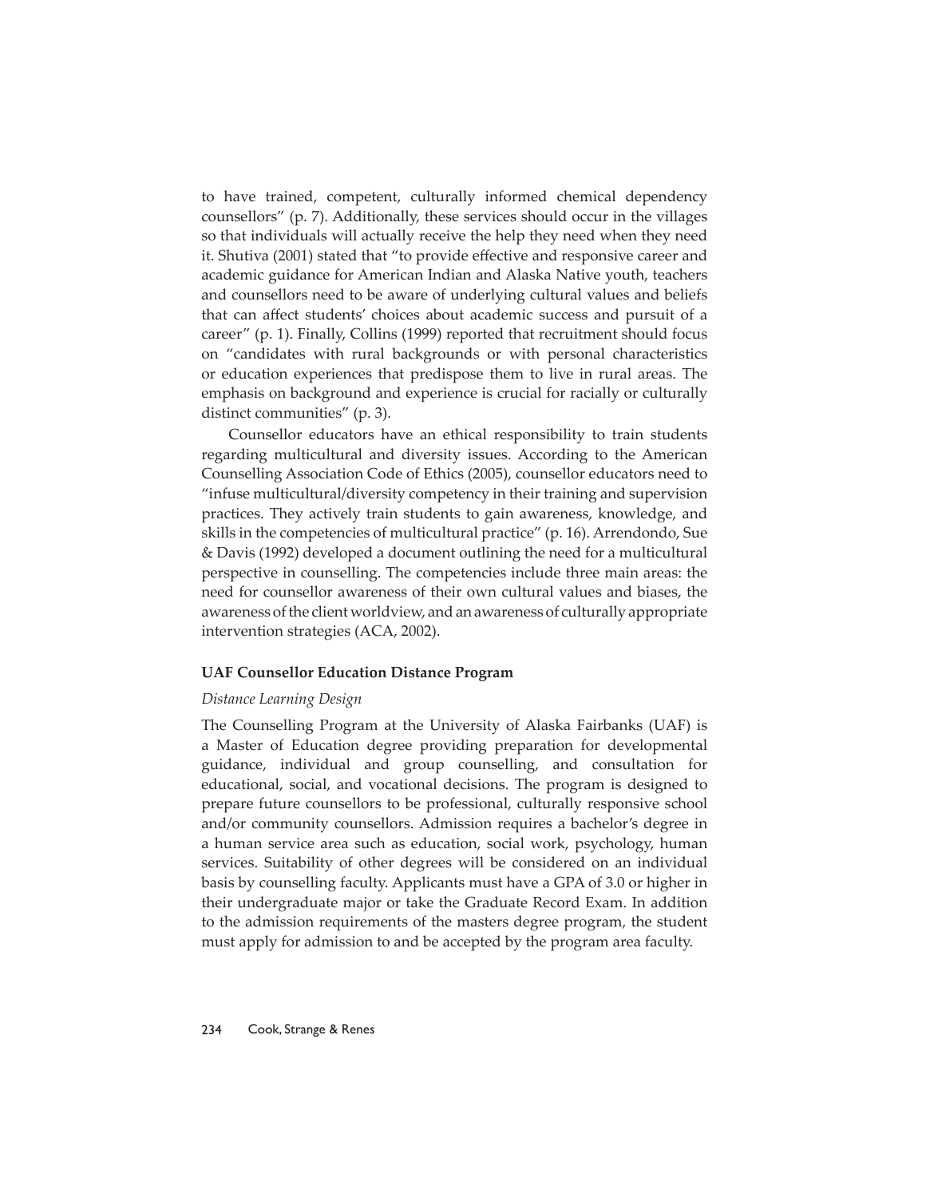to have trained, competent, culturally informed chemical dependency counsellors" (p. 7). Additionally, these services should occur in the villages so that individuals will actually receive the help they need when they need it. Shutiva (2001) stated that "to provide effective and responsive career and academic guidance for American Indian and Alaska Native youth, teachers and counsellors need to be aware of underlying cultural values and beliefs that can affect students' choices about academic success and pursuit of a career" (p. 1). Finally, Collins (1999) reported that recruitment should focus on "candidates with rural backgrounds or with personal characteristics or education experiences that predispose them to live in rural areas. The emphasis on background and experience is crucial for racially or culturally distinct communities" (p. 3).

Counsellor educators have an ethical responsibility to train students regarding multicultural and diversity issues. According to the American Counselling Association Code of Ethics (2005), counsellor educators need to "infuse multicultural/diversity competency in their training and supervision practices. They actively train students to gain awareness, knowledge, and skills in the competencies of multicultural practice" (p. 16). Arrendondo, Sue & Davis (1992) developed a document outlining the need for a multicultural perspective in counselling. The competencies include three main areas: the need for counsellor awareness of their own cultural values and biases, the awareness of the client worldview, and an awareness of culturally appropriate intervention strategies (ACA, 2002).

### UAF Counsellor Education Distance Program

#### *Distance Learning Design*

The Counselling Program at the University of Alaska Fairbanks (UAF) is a Master of Education degree providing preparation for developmental guidance, individual and group counselling, and consultation for educational, social, and vocational decisions. The program is designed to prepare future counsellors to be professional, culturally responsive school and/or community counsellors. Admission requires a bachelor's degree in a human service area such as education, social work, psychology, human services. Suitability of other degrees will be considered on an individual basis by counselling faculty. Applicants must have a GPA of 3.0 or higher in their undergraduate major or take the Graduate Record Exam. In addition to the admission requirements of the masters degree program, the student must apply for admission to and be accepted by the program area faculty.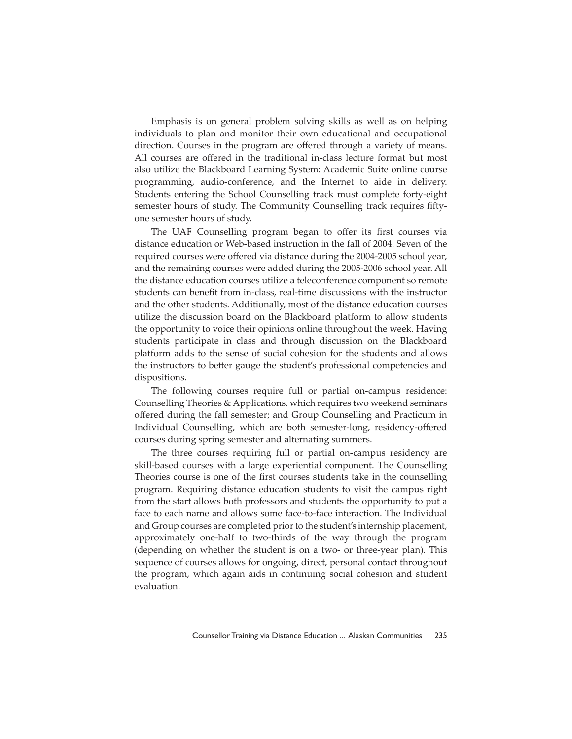Emphasis is on general problem solving skills as well as on helping individuals to plan and monitor their own educational and occupational direction. Courses in the program are offered through a variety of means. All courses are offered in the traditional in-class lecture format but most also utilize the Blackboard Learning System: Academic Suite online course programming, audio-conference, and the Internet to aide in delivery. Students entering the School Counselling track must complete forty-eight semester hours of study. The Community Counselling track requires fifty-one semester hours of study.

The UAF Counselling program began to offer its first courses via distance education or Web-based instruction in the fall of 2004. Seven of the required courses were offered via distance during the 2004-2005 school year, and the remaining courses were added during the 2005-2006 school year. All the distance education courses utilize a teleconference component so remote students can benefit from in-class, real-time discussions with the instructor and the other students. Additionally, most of the distance education courses utilize the discussion board on the Blackboard platform to allow students the opportunity to voice their opinions online throughout the week. Having students participate in class and through discussion on the Blackboard platform adds to the sense of social cohesion for the students and allows the instructors to better gauge the student's professional competencies and dispositions.

The following courses require full or partial on-campus residence: Counselling Theories & Applications, which requires two weekend seminars offered during the fall semester; and Group Counselling and Practicum in Individual Counselling, which are both semester-long, residency-offered courses during spring semester and alternating summers.

The three courses requiring full or partial on-campus residency are skill-based courses with a large experiential component. The Counselling Theories course is one of the first courses students take in the counselling program. Requiring distance education students to visit the campus right from the start allows both professors and students the opportunity to put a face to each name and allows some face-to-face interaction. The Individual and Group courses are completed prior to the student's internship placement, approximately one-half to two-thirds of the way through the program (depending on whether the student is on a two- or three-year plan). This sequence of courses allows for ongoing, direct, personal contact throughout the program, which again aids in continuing social cohesion and student evaluation.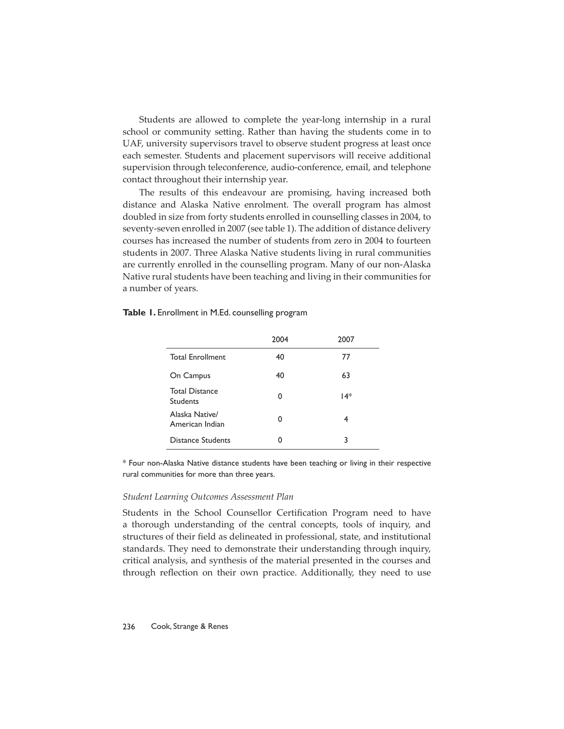Students are allowed to complete the year-long internship in a rural school or community setting. Rather than having the students come in to UAF, university supervisors travel to observe student progress at least once each semester. Students and placement supervisors will receive additional supervision through teleconference, audio-conference, email, and telephone contact throughout their internship year.

The results of this endeavour are promising, having increased both distance and Alaska Native enrolment. The overall program has almost doubled in size from forty students enrolled in counselling classes in 2004, to seventy-seven enrolled in 2007 (see table 1). The addition of distance delivery courses has increased the number of students from zero in 2004 to fourteen students in 2007. Three Alaska Native students living in rural communities are currently enrolled in the counselling program. Many of our non-Alaska Native rural students have been teaching and living in their communities for a number of years.

**Table 1.** Enrollment in M.Ed. counselling program

| | 2004 | 2007 |
|---|---|---|
| Total Enrollment | 40 | 77 |
| On Campus | 40 | 63 |
| Total Distance Students | 0 | 14* |
| Alaska Native/ American Indian | 0 | 4 |
| Distance Students | 0 | 3 |

* Four non-Alaska Native distance students have been teaching or living in their respective rural communities for more than three years.

*Student Learning Outcomes Assessment Plan*

Students in the School Counsellor Certification Program need to have a thorough understanding of the central concepts, tools of inquiry, and structures of their field as delineated in professional, state, and institutional standards. They need to demonstrate their understanding through inquiry, critical analysis, and synthesis of the material presented in the courses and through reflection on their own practice. Additionally, they need to use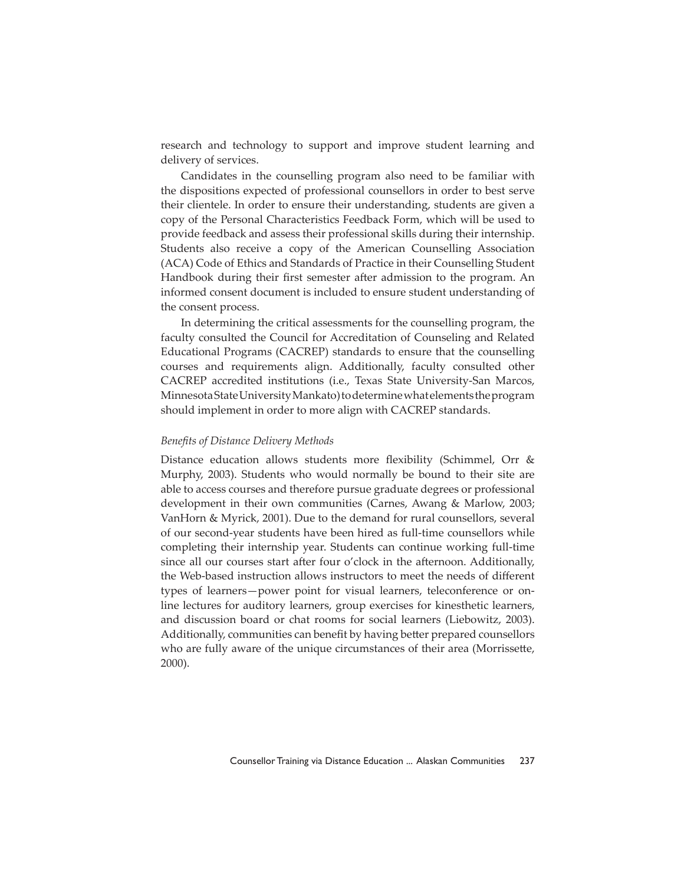research and technology to support and improve student learning and delivery of services.

Candidates in the counselling program also need to be familiar with the dispositions expected of professional counsellors in order to best serve their clientele. In order to ensure their understanding, students are given a copy of the Personal Characteristics Feedback Form, which will be used to provide feedback and assess their professional skills during their internship. Students also receive a copy of the American Counselling Association (ACA) Code of Ethics and Standards of Practice in their Counselling Student Handbook during their first semester after admission to the program. An informed consent document is included to ensure student understanding of the consent process.

In determining the critical assessments for the counselling program, the faculty consulted the Council for Accreditation of Counseling and Related Educational Programs (CACREP) standards to ensure that the counselling courses and requirements align. Additionally, faculty consulted other CACREP accredited institutions (i.e., Texas State University-San Marcos, Minnesota State University Mankato) to determine what elements the program should implement in order to more align with CACREP standards.

### *Benefits of Distance Delivery Methods*

Distance education allows students more flexibility (Schimmel, Orr & Murphy, 2003). Students who would normally be bound to their site are able to access courses and therefore pursue graduate degrees or professional development in their own communities (Carnes, Awang & Marlow, 2003; VanHorn & Myrick, 2001). Due to the demand for rural counsellors, several of our second-year students have been hired as full-time counsellors while completing their internship year. Students can continue working full-time since all our courses start after four o'clock in the afternoon. Additionally, the Web-based instruction allows instructors to meet the needs of different types of learners—power point for visual learners, teleconference or on-line lectures for auditory learners, group exercises for kinesthetic learners, and discussion board or chat rooms for social learners (Liebowitz, 2003). Additionally, communities can benefit by having better prepared counsellors who are fully aware of the unique circumstances of their area (Morrissette, 2000).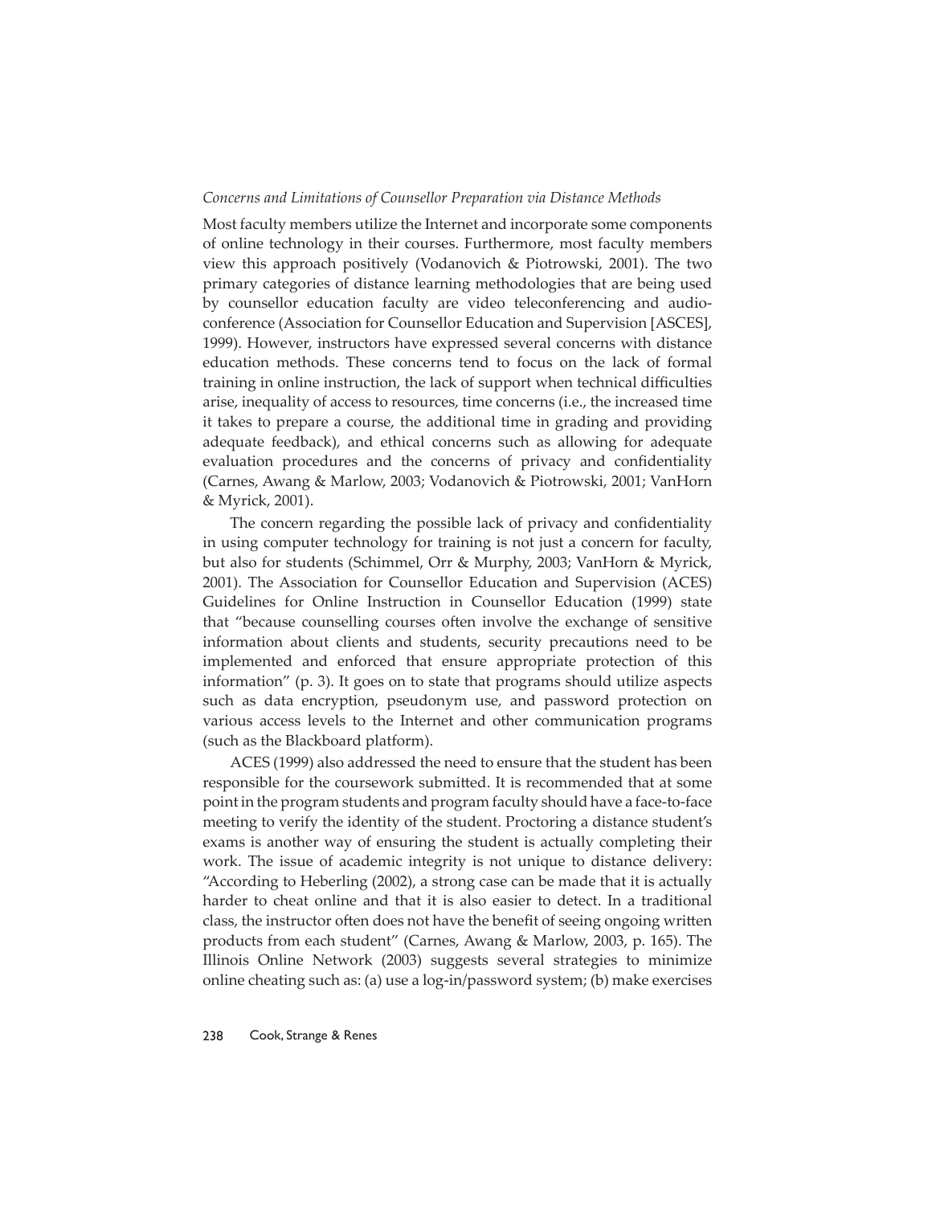*Concerns and Limitations of Counsellor Preparation via Distance Methods*

Most faculty members utilize the Internet and incorporate some components of online technology in their courses. Furthermore, most faculty members view this approach positively (Vodanovich & Piotrowski, 2001). The two primary categories of distance learning methodologies that are being used by counsellor education faculty are video teleconferencing and audio-conference (Association for Counsellor Education and Supervision [ASCES], 1999). However, instructors have expressed several concerns with distance education methods. These concerns tend to focus on the lack of formal training in online instruction, the lack of support when technical difficulties arise, inequality of access to resources, time concerns (i.e., the increased time it takes to prepare a course, the additional time in grading and providing adequate feedback), and ethical concerns such as allowing for adequate evaluation procedures and the concerns of privacy and confidentiality (Carnes, Awang & Marlow, 2003; Vodanovich & Piotrowski, 2001; VanHorn & Myrick, 2001).

The concern regarding the possible lack of privacy and confidentiality in using computer technology for training is not just a concern for faculty, but also for students (Schimmel, Orr & Murphy, 2003; VanHorn & Myrick, 2001). The Association for Counsellor Education and Supervision (ACES) Guidelines for Online Instruction in Counsellor Education (1999) state that "because counselling courses often involve the exchange of sensitive information about clients and students, security precautions need to be implemented and enforced that ensure appropriate protection of this information" (p. 3). It goes on to state that programs should utilize aspects such as data encryption, pseudonym use, and password protection on various access levels to the Internet and other communication programs (such as the Blackboard platform).

ACES (1999) also addressed the need to ensure that the student has been responsible for the coursework submitted. It is recommended that at some point in the program students and program faculty should have a face-to-face meeting to verify the identity of the student. Proctoring a distance student's exams is another way of ensuring the student is actually completing their work. The issue of academic integrity is not unique to distance delivery: "According to Heberling (2002), a strong case can be made that it is actually harder to cheat online and that it is also easier to detect. In a traditional class, the instructor often does not have the benefit of seeing ongoing written products from each student" (Carnes, Awang & Marlow, 2003, p. 165). The Illinois Online Network (2003) suggests several strategies to minimize online cheating such as: (a) use a log-in/password system; (b) make exercises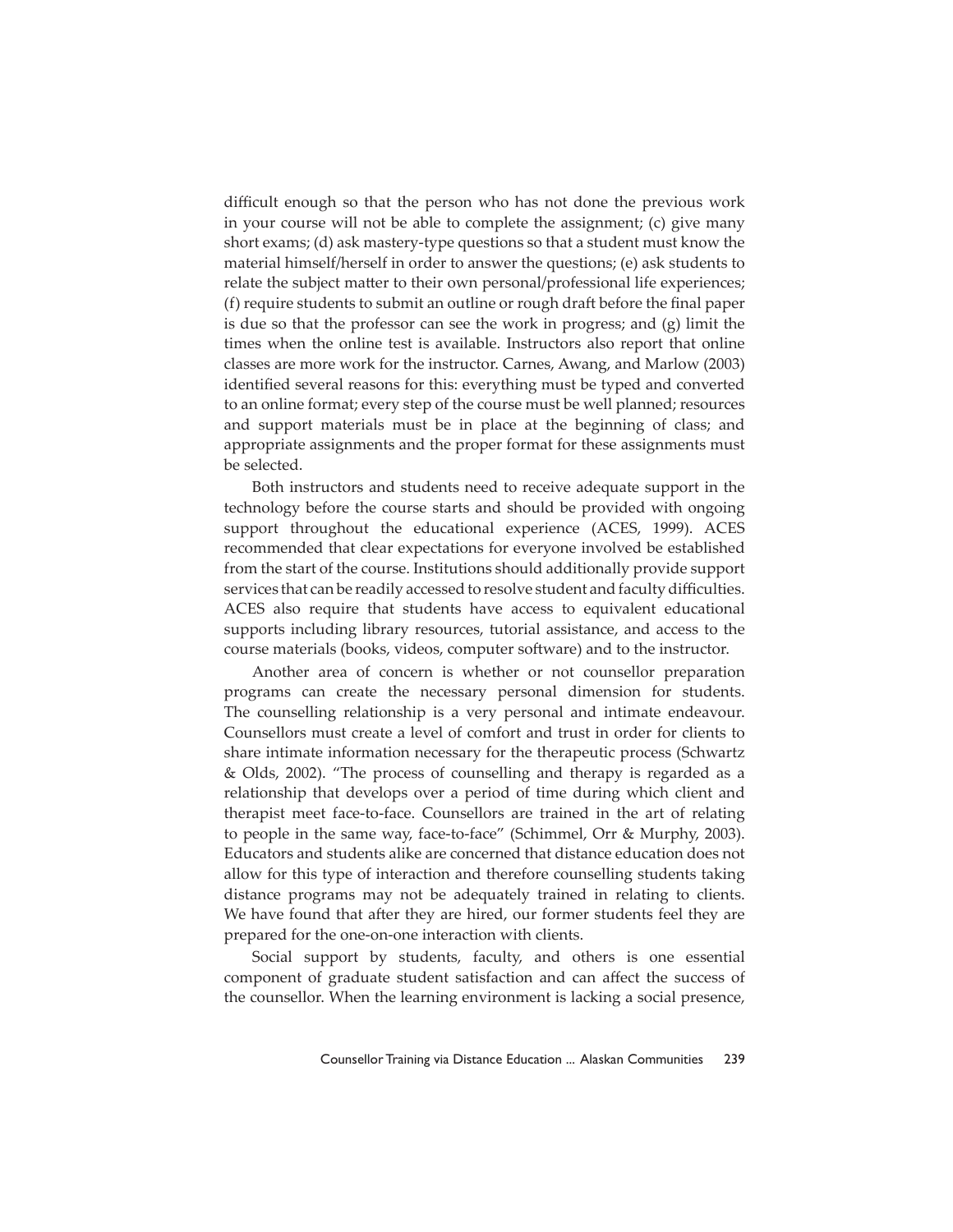difficult enough so that the person who has not done the previous work in your course will not be able to complete the assignment; (c) give many short exams; (d) ask mastery-type questions so that a student must know the material himself/herself in order to answer the questions; (e) ask students to relate the subject matter to their own personal/professional life experiences; (f) require students to submit an outline or rough draft before the final paper is due so that the professor can see the work in progress; and (g) limit the times when the online test is available. Instructors also report that online classes are more work for the instructor. Carnes, Awang, and Marlow (2003) identified several reasons for this: everything must be typed and converted to an online format; every step of the course must be well planned; resources and support materials must be in place at the beginning of class; and appropriate assignments and the proper format for these assignments must be selected.

Both instructors and students need to receive adequate support in the technology before the course starts and should be provided with ongoing support throughout the educational experience (ACES, 1999). ACES recommended that clear expectations for everyone involved be established from the start of the course. Institutions should additionally provide support services that can be readily accessed to resolve student and faculty difficulties. ACES also require that students have access to equivalent educational supports including library resources, tutorial assistance, and access to the course materials (books, videos, computer software) and to the instructor.

Another area of concern is whether or not counsellor preparation programs can create the necessary personal dimension for students. The counselling relationship is a very personal and intimate endeavour. Counsellors must create a level of comfort and trust in order for clients to share intimate information necessary for the therapeutic process (Schwartz & Olds, 2002). "The process of counselling and therapy is regarded as a relationship that develops over a period of time during which client and therapist meet face-to-face. Counsellors are trained in the art of relating to people in the same way, face-to-face" (Schimmel, Orr & Murphy, 2003). Educators and students alike are concerned that distance education does not allow for this type of interaction and therefore counselling students taking distance programs may not be adequately trained in relating to clients. We have found that after they are hired, our former students feel they are prepared for the one-on-one interaction with clients.

Social support by students, faculty, and others is one essential component of graduate student satisfaction and can affect the success of the counsellor. When the learning environment is lacking a social presence,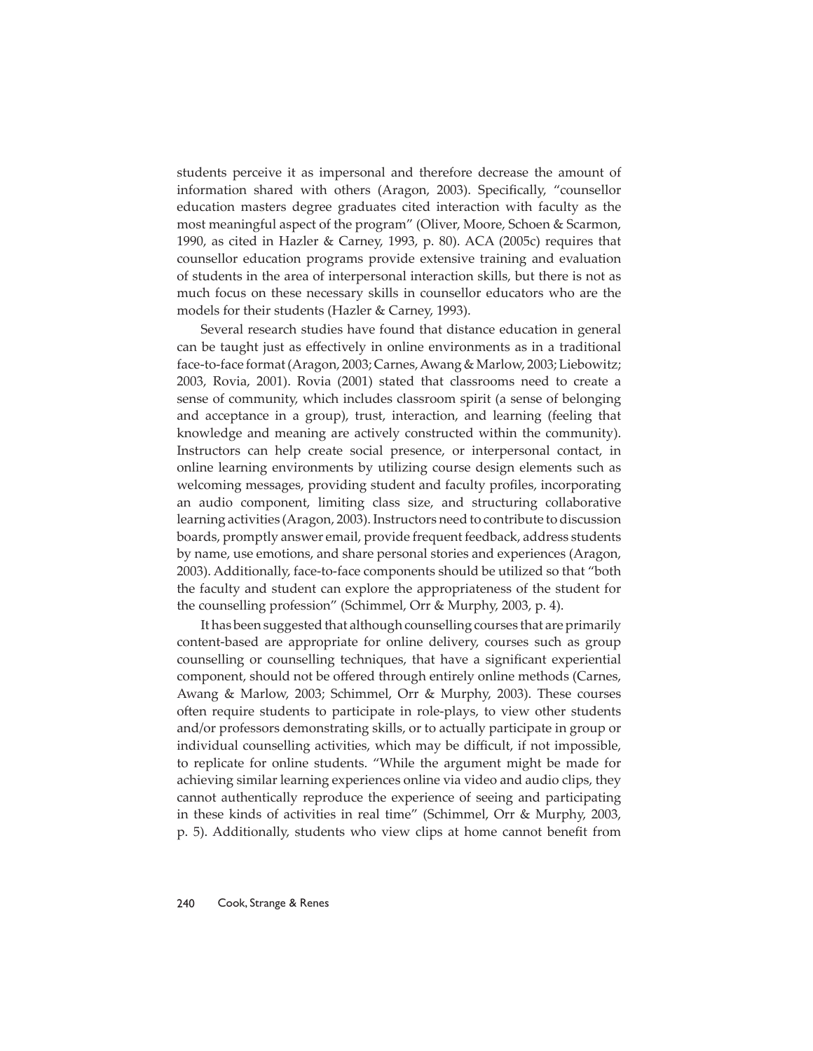students perceive it as impersonal and therefore decrease the amount of information shared with others (Aragon, 2003). Specifically, "counsellor education masters degree graduates cited interaction with faculty as the most meaningful aspect of the program" (Oliver, Moore, Schoen & Scarmon, 1990, as cited in Hazler & Carney, 1993, p. 80). ACA (2005c) requires that counsellor education programs provide extensive training and evaluation of students in the area of interpersonal interaction skills, but there is not as much focus on these necessary skills in counsellor educators who are the models for their students (Hazler & Carney, 1993).

Several research studies have found that distance education in general can be taught just as effectively in online environments as in a traditional face-to-face format (Aragon, 2003; Carnes, Awang & Marlow, 2003; Liebowitz; 2003, Rovia, 2001). Rovia (2001) stated that classrooms need to create a sense of community, which includes classroom spirit (a sense of belonging and acceptance in a group), trust, interaction, and learning (feeling that knowledge and meaning are actively constructed within the community). Instructors can help create social presence, or interpersonal contact, in online learning environments by utilizing course design elements such as welcoming messages, providing student and faculty profiles, incorporating an audio component, limiting class size, and structuring collaborative learning activities (Aragon, 2003). Instructors need to contribute to discussion boards, promptly answer email, provide frequent feedback, address students by name, use emotions, and share personal stories and experiences (Aragon, 2003). Additionally, face-to-face components should be utilized so that "both the faculty and student can explore the appropriateness of the student for the counselling profession" (Schimmel, Orr & Murphy, 2003, p. 4).

It has been suggested that although counselling courses that are primarily content-based are appropriate for online delivery, courses such as group counselling or counselling techniques, that have a significant experiential component, should not be offered through entirely online methods (Carnes, Awang & Marlow, 2003; Schimmel, Orr & Murphy, 2003). These courses often require students to participate in role-plays, to view other students and/or professors demonstrating skills, or to actually participate in group or individual counselling activities, which may be difficult, if not impossible, to replicate for online students. "While the argument might be made for achieving similar learning experiences online via video and audio clips, they cannot authentically reproduce the experience of seeing and participating in these kinds of activities in real time" (Schimmel, Orr & Murphy, 2003, p. 5). Additionally, students who view clips at home cannot benefit from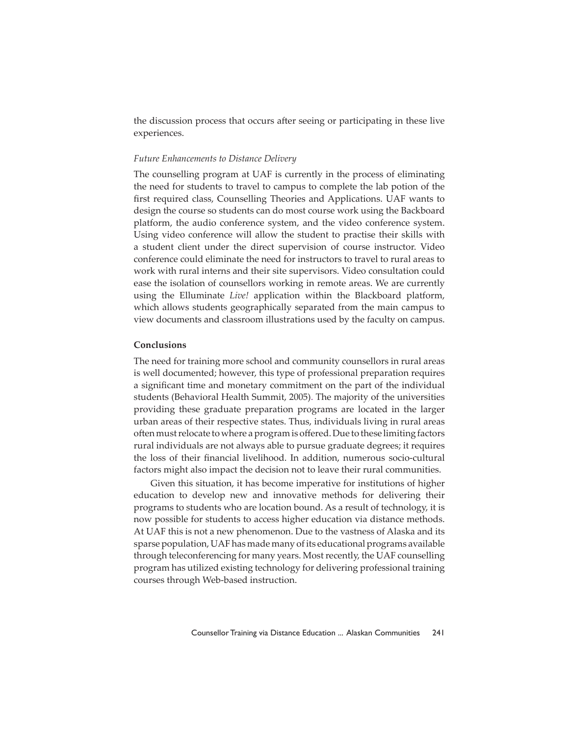the discussion process that occurs after seeing or participating in these live experiences.

*Future Enhancements to Distance Delivery*

The counselling program at UAF is currently in the process of eliminating the need for students to travel to campus to complete the lab potion of the first required class, Counselling Theories and Applications. UAF wants to design the course so students can do most course work using the Backboard platform, the audio conference system, and the video conference system. Using video conference will allow the student to practise their skills with a student client under the direct supervision of course instructor. Video conference could eliminate the need for instructors to travel to rural areas to work with rural interns and their site supervisors. Video consultation could ease the isolation of counsellors working in remote areas. We are currently using the Elluminate *Live!* application within the Blackboard platform, which allows students geographically separated from the main campus to view documents and classroom illustrations used by the faculty on campus.

**Conclusions**

The need for training more school and community counsellors in rural areas is well documented; however, this type of professional preparation requires a significant time and monetary commitment on the part of the individual students (Behavioral Health Summit, 2005). The majority of the universities providing these graduate preparation programs are located in the larger urban areas of their respective states. Thus, individuals living in rural areas often must relocate to where a program is offered. Due to these limiting factors rural individuals are not always able to pursue graduate degrees; it requires the loss of their financial livelihood. In addition, numerous socio-cultural factors might also impact the decision not to leave their rural communities.

Given this situation, it has become imperative for institutions of higher education to develop new and innovative methods for delivering their programs to students who are location bound. As a result of technology, it is now possible for students to access higher education via distance methods. At UAF this is not a new phenomenon. Due to the vastness of Alaska and its sparse population, UAF has made many of its educational programs available through teleconferencing for many years. Most recently, the UAF counselling program has utilized existing technology for delivering professional training courses through Web-based instruction.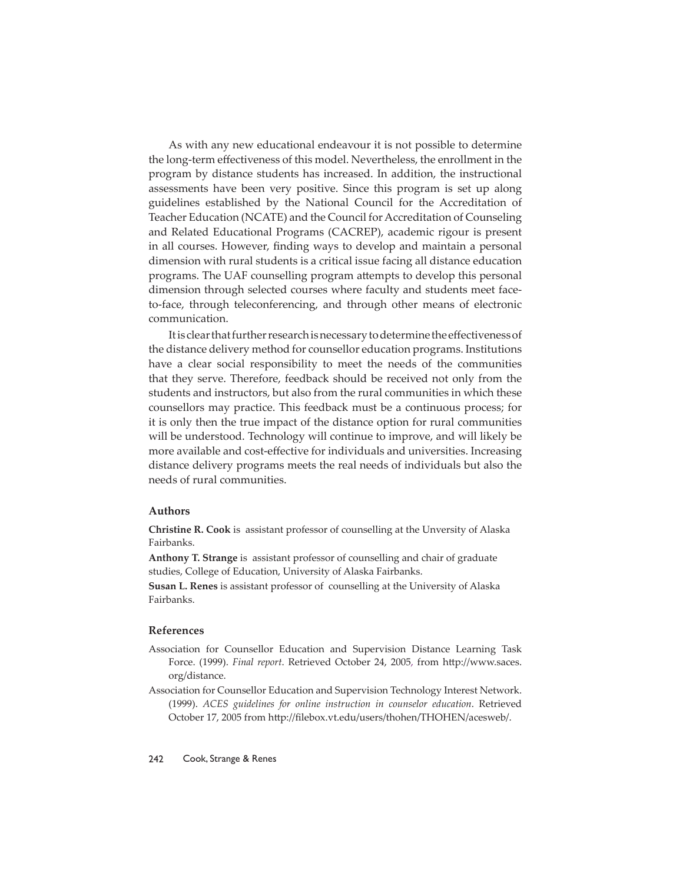As with any new educational endeavour it is not possible to determine the long-term effectiveness of this model. Nevertheless, the enrollment in the program by distance students has increased. In addition, the instructional assessments have been very positive. Since this program is set up along guidelines established by the National Council for the Accreditation of Teacher Education (NCATE) and the Council for Accreditation of Counseling and Related Educational Programs (CACREP), academic rigour is present in all courses. However, finding ways to develop and maintain a personal dimension with rural students is a critical issue facing all distance education programs. The UAF counselling program attempts to develop this personal dimension through selected courses where faculty and students meet face-to-face, through teleconferencing, and through other means of electronic communication.

It is clear that further research is necessary to determine the effectiveness of the distance delivery method for counsellor education programs. Institutions have a clear social responsibility to meet the needs of the communities that they serve. Therefore, feedback should be received not only from the students and instructors, but also from the rural communities in which these counsellors may practice. This feedback must be a continuous process; for it is only then the true impact of the distance option for rural communities will be understood. Technology will continue to improve, and will likely be more available and cost-effective for individuals and universities. Increasing distance delivery programs meets the real needs of individuals but also the needs of rural communities.

## Authors

**Christine R. Cook** is assistant professor of counselling at the Unversity of Alaska Fairbanks.

**Anthony T. Strange** is assistant professor of counselling and chair of graduate studies, College of Education, University of Alaska Fairbanks.

**Susan L. Renes** is assistant professor of counselling at the University of Alaska Fairbanks.

## References

Association for Counsellor Education and Supervision Distance Learning Task Force. (1999). *Final report*. Retrieved October 24, 2005, from http://www.saces.org/distance.

Association for Counsellor Education and Supervision Technology Interest Network. (1999). *ACES guidelines for online instruction in counselor education*. Retrieved October 17, 2005 from http://filebox.vt.edu/users/thohen/THOHEN/acesweb/.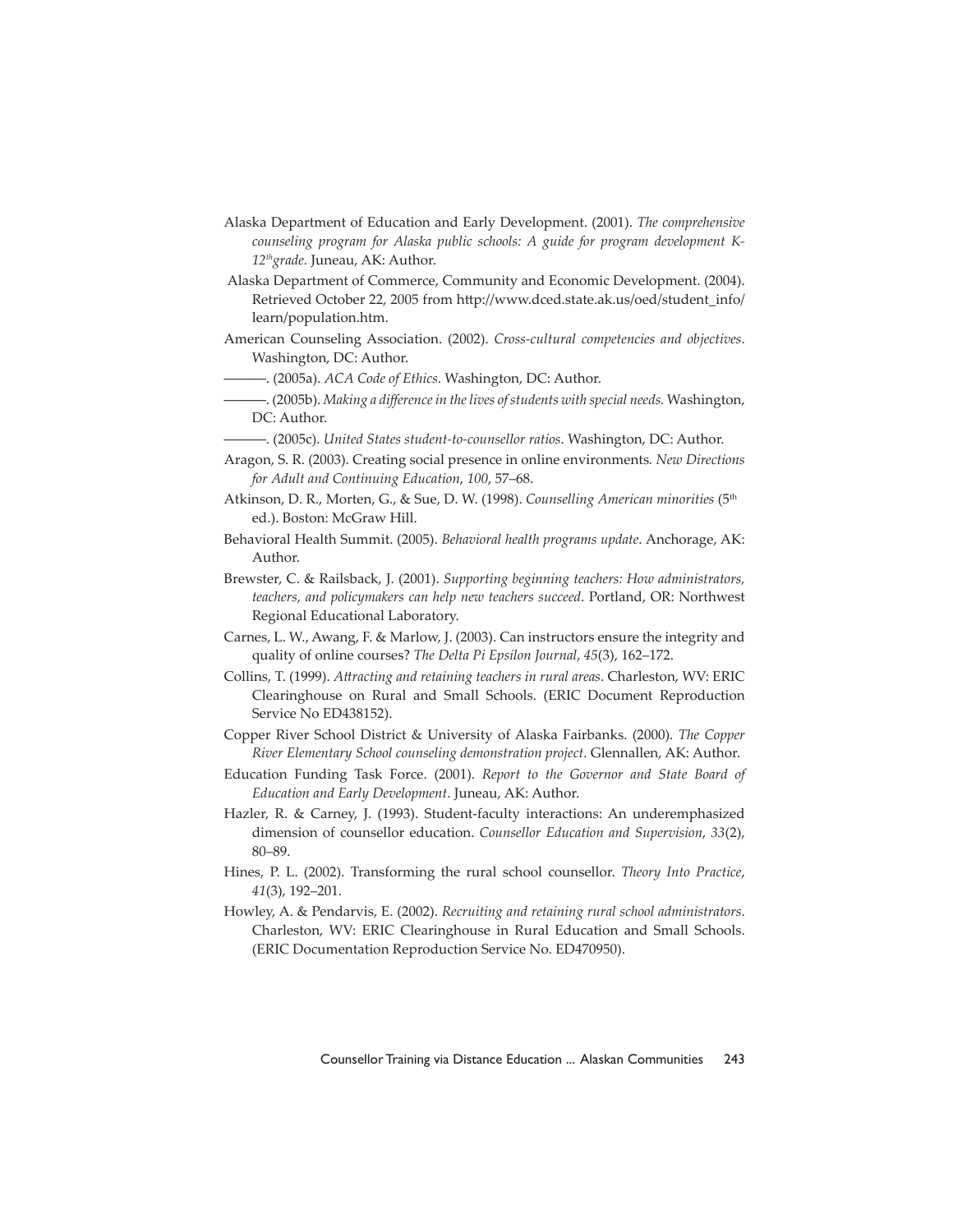Alaska Department of Education and Early Development. (2001). *The comprehensive counseling program for Alaska public schools: A guide for program development K-12th grade.* Juneau, AK: Author.

Alaska Department of Commerce, Community and Economic Development. (2004). Retrieved October 22, 2005 from http://www.dced.state.ak.us/oed/student_info/learn/population.htm.

American Counseling Association. (2002). *Cross-cultural competencies and objectives*. Washington, DC: Author.

———. (2005a). *ACA Code of Ethics*. Washington, DC: Author.

———. (2005b). *Making a difference in the lives of students with special needs.* Washington, DC: Author.

———. (2005c). *United States student-to-counsellor ratios*. Washington, DC: Author.

Aragon, S. R. (2003). Creating social presence in online environments. *New Directions for Adult and Continuing Education*, *100*, 57–68.

Atkinson, D. R., Morten, G., & Sue, D. W. (1998). *Counselling American minorities* (5th ed.). Boston: McGraw Hill.

Behavioral Health Summit. (2005). *Behavioral health programs update*. Anchorage, AK: Author.

Brewster, C. & Railsback, J. (2001). *Supporting beginning teachers: How administrators, teachers, and policymakers can help new teachers succeed*. Portland, OR: Northwest Regional Educational Laboratory.

Carnes, L. W., Awang, F. & Marlow, J. (2003). Can instructors ensure the integrity and quality of online courses? *The Delta Pi Epsilon Journal*, *45*(3), 162–172.

Collins, T. (1999). *Attracting and retaining teachers in rural areas*. Charleston, WV: ERIC Clearinghouse on Rural and Small Schools. (ERIC Document Reproduction Service No ED438152).

Copper River School District & University of Alaska Fairbanks. (2000). *The Copper River Elementary School counseling demonstration project*. Glennallen, AK: Author.

Education Funding Task Force. (2001). *Report to the Governor and State Board of Education and Early Development*. Juneau, AK: Author.

Hazler, R. & Carney, J. (1993). Student-faculty interactions: An underemphasized dimension of counsellor education. *Counsellor Education and Supervision*, *33*(2), 80–89.

Hines, P. L. (2002). Transforming the rural school counsellor. *Theory Into Practice*, *41*(3), 192–201.

Howley, A. & Pendarvis, E. (2002). *Recruiting and retaining rural school administrators*. Charleston, WV: ERIC Clearinghouse in Rural Education and Small Schools. (ERIC Documentation Reproduction Service No. ED470950).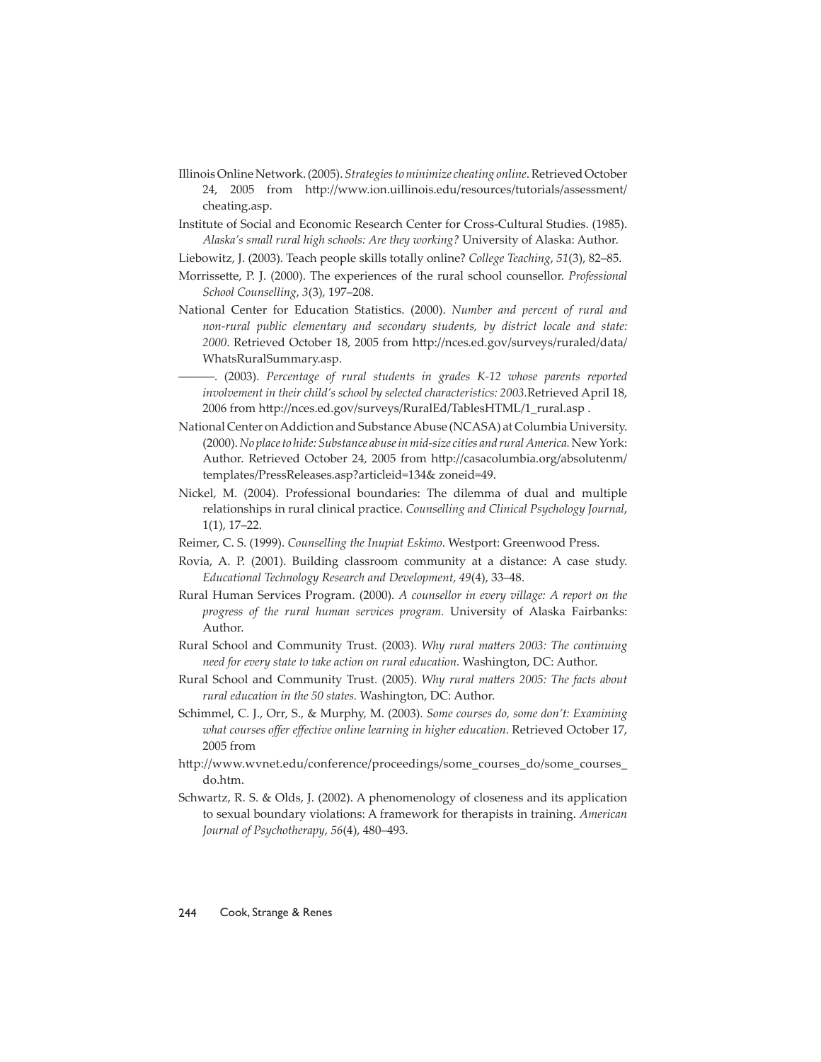Illinois Online Network. (2005). *Strategies to minimize cheating online*. Retrieved October 24, 2005 from http://www.ion.uillinois.edu/resources/tutorials/assessment/cheating.asp.

Institute of Social and Economic Research Center for Cross-Cultural Studies. (1985). *Alaska's small rural high schools: Are they working?* University of Alaska: Author.

Liebowitz, J. (2003). Teach people skills totally online? *College Teaching*, *51*(3), 82–85.

Morrissette, P. J. (2000). The experiences of the rural school counsellor. *Professional School Counselling*, *3*(3), 197–208.

National Center for Education Statistics. (2000). *Number and percent of rural and non-rural public elementary and secondary students, by district locale and state: 2000*. Retrieved October 18, 2005 from http://nces.ed.gov/surveys/ruraled/data/WhatsRuralSummary.asp.

———. (2003). *Percentage of rural students in grades K-12 whose parents reported involvement in their child's school by selected characteristics: 2003.*Retrieved April 18, 2006 from http://nces.ed.gov/surveys/RuralEd/TablesHTML/1_rural.asp .

National Center on Addiction and Substance Abuse (NCASA) at Columbia University. (2000). *No place to hide: Substance abuse in mid-size cities and rural America.* New York: Author. Retrieved October 24, 2005 from http://casacolumbia.org/absolutenm/templates/PressReleases.asp?articleid=134& zoneid=49.

Nickel, M. (2004). Professional boundaries: The dilemma of dual and multiple relationships in rural clinical practice. *Counselling and Clinical Psychology Journal*, 1(1), 17–22.

Reimer, C. S. (1999). *Counselling the Inupiat Eskimo*. Westport: Greenwood Press.

Rovia, A. P. (2001). Building classroom community at a distance: A case study. *Educational Technology Research and Development*, *49*(4), 33–48.

Rural Human Services Program. (2000). *A counsellor in every village: A report on the progress of the rural human services program.* University of Alaska Fairbanks: Author.

Rural School and Community Trust. (2003). *Why rural matters 2003: The continuing need for every state to take action on rural education.* Washington, DC: Author.

Rural School and Community Trust. (2005). *Why rural matters 2005: The facts about rural education in the 50 states.* Washington, DC: Author.

Schimmel, C. J., Orr, S., & Murphy, M. (2003). *Some courses do, some don't: Examining what courses offer effective online learning in higher education*. Retrieved October 17, 2005 from

http://www.wvnet.edu/conference/proceedings/some_courses_do/some_courses_do.htm.

Schwartz, R. S. & Olds, J. (2002). A phenomenology of closeness and its application to sexual boundary violations: A framework for therapists in training. *American Journal of Psychotherapy*, *56*(4), 480–493.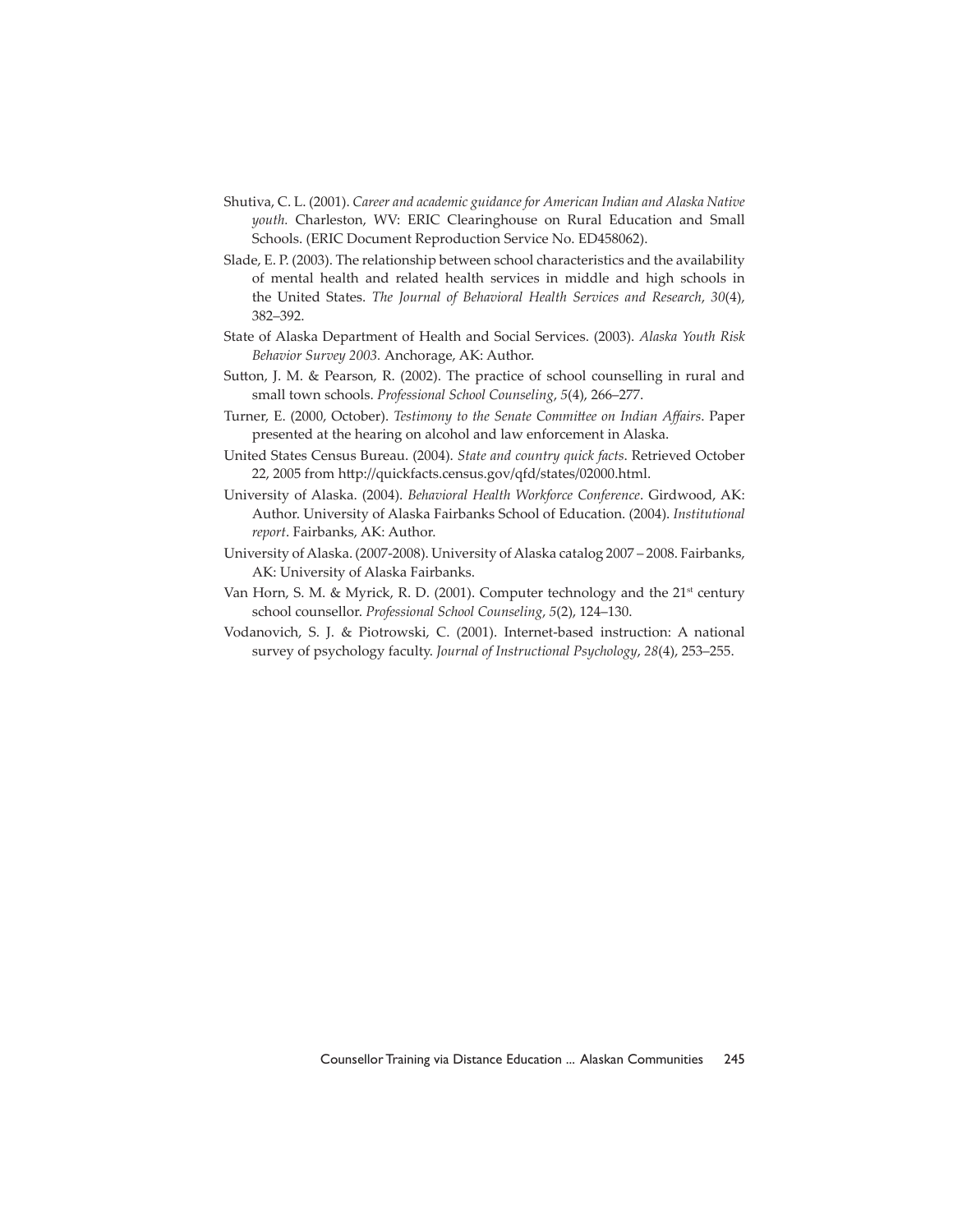Shutiva, C. L. (2001). *Career and academic guidance for American Indian and Alaska Native youth.* Charleston, WV: ERIC Clearinghouse on Rural Education and Small Schools. (ERIC Document Reproduction Service No. ED458062).

Slade, E. P. (2003). The relationship between school characteristics and the availability of mental health and related health services in middle and high schools in the United States. *The Journal of Behavioral Health Services and Research*, *30*(4), 382–392.

State of Alaska Department of Health and Social Services. (2003). *Alaska Youth Risk Behavior Survey 2003.* Anchorage, AK: Author.

Sutton, J. M. & Pearson, R. (2002). The practice of school counselling in rural and small town schools. *Professional School Counseling*, *5*(4), 266–277.

Turner, E. (2000, October). *Testimony to the Senate Committee on Indian Affairs*. Paper presented at the hearing on alcohol and law enforcement in Alaska.

United States Census Bureau. (2004). *State and country quick facts*. Retrieved October 22, 2005 from http://quickfacts.census.gov/qfd/states/02000.html.

University of Alaska. (2004). *Behavioral Health Workforce Conference*. Girdwood, AK: Author. University of Alaska Fairbanks School of Education. (2004). *Institutional report*. Fairbanks, AK: Author.

University of Alaska. (2007-2008). University of Alaska catalog 2007 – 2008. Fairbanks, AK: University of Alaska Fairbanks.

Van Horn, S. M. & Myrick, R. D. (2001). Computer technology and the 21st century school counsellor. *Professional School Counseling*, *5*(2), 124–130.

Vodanovich, S. J. & Piotrowski, C. (2001). Internet-based instruction: A national survey of psychology faculty. *Journal of Instructional Psychology*, *28*(4), 253–255.